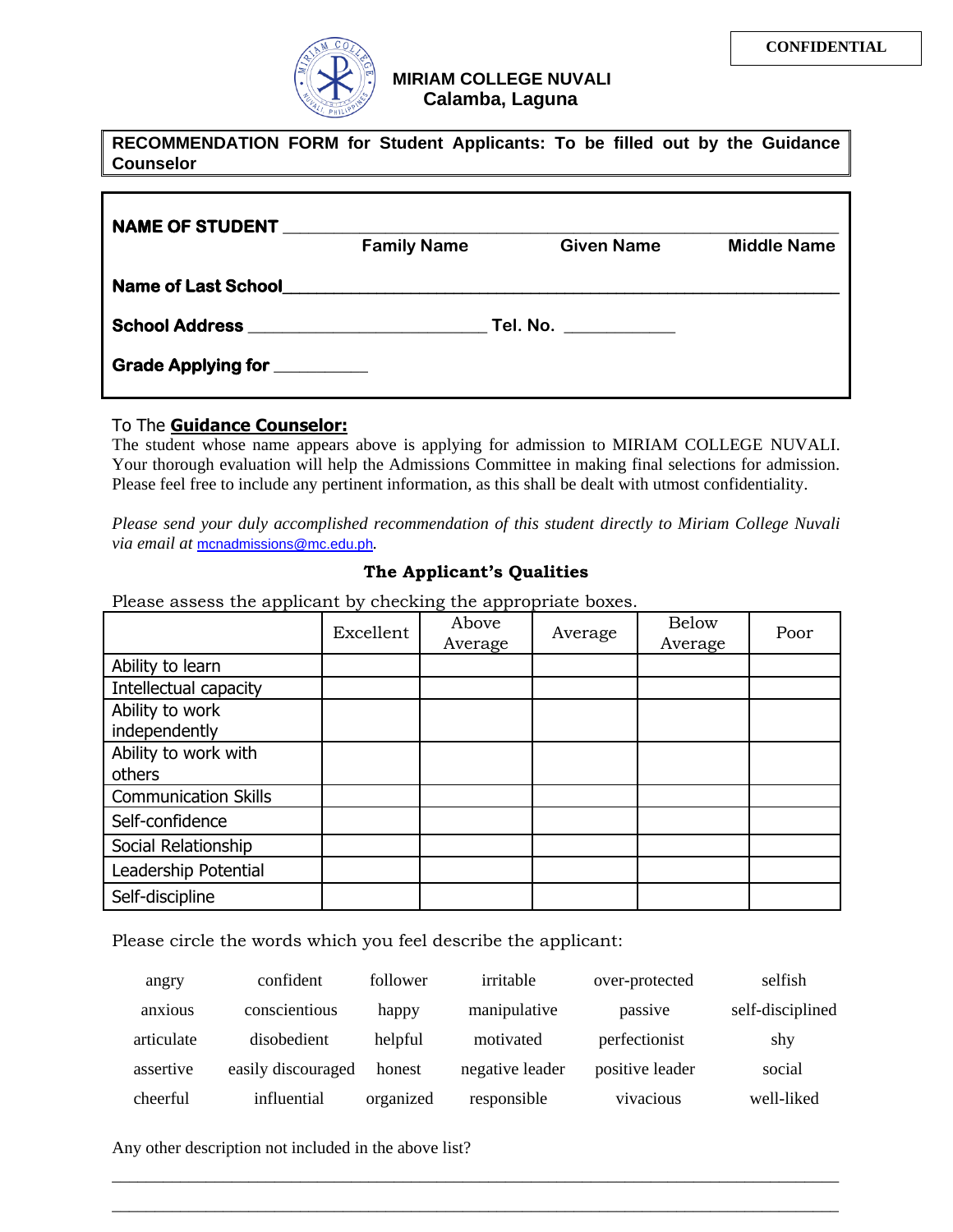CONFIDENTIAL

**MIRIAM COLLEGE NUVALI**
**Calamba, Laguna**

**RECOMMENDATION FORM for Student Applicants: To be filled out by the Guidance Counselor**

**NAME OF STUDENT** ____________________________________________
**Family Name** **Given Name** **Middle Name**

**Name of Last School**____________________________________________

**School Address** ________________________ **Tel. No.** ___________

**Grade Applying for** _________

To The **Guidance Counselor:**
The student whose name appears above is applying for admission to MIRIAM COLLEGE NUVALI. Your thorough evaluation will help the Admissions Committee in making final selections for admission. Please feel free to include any pertinent information, as this shall be dealt with utmost confidentiality.

*Please send your duly accomplished recommendation of this student directly to Miriam College Nuvali via email at* mcnadmissions@mc.edu.ph.

**The Applicant's Qualities**

Please assess the applicant by checking the appropriate boxes.

| | Excellent | Above Average | Average | Below Average | Poor |
|---|---|---|---|---|---|
| Ability to learn | | | | | |
| Intellectual capacity | | | | | |
| Ability to work independently | | | | | |
| Ability to work with others | | | | | |
| Communication Skills | | | | | |
| Self-confidence | | | | | |
| Social Relationship | | | | | |
| Leadership Potential | | | | | |
| Self-discipline | | | | | |

Please circle the words which you feel describe the applicant:

| | | | | | |
|---|---|---|---|---|---|
| angry | confident | follower | irritable | over-protected | selfish |
| anxious | conscientious | happy | manipulative | passive | self-disciplined |
| articulate | disobedient | helpful | motivated | perfectionist | shy |
| assertive | easily discouraged | honest | negative leader | positive leader | social |
| cheerful | influential | organized | responsible | vivacious | well-liked |

Any other description not included in the above list?

____________________________________________________________________________

____________________________________________________________________________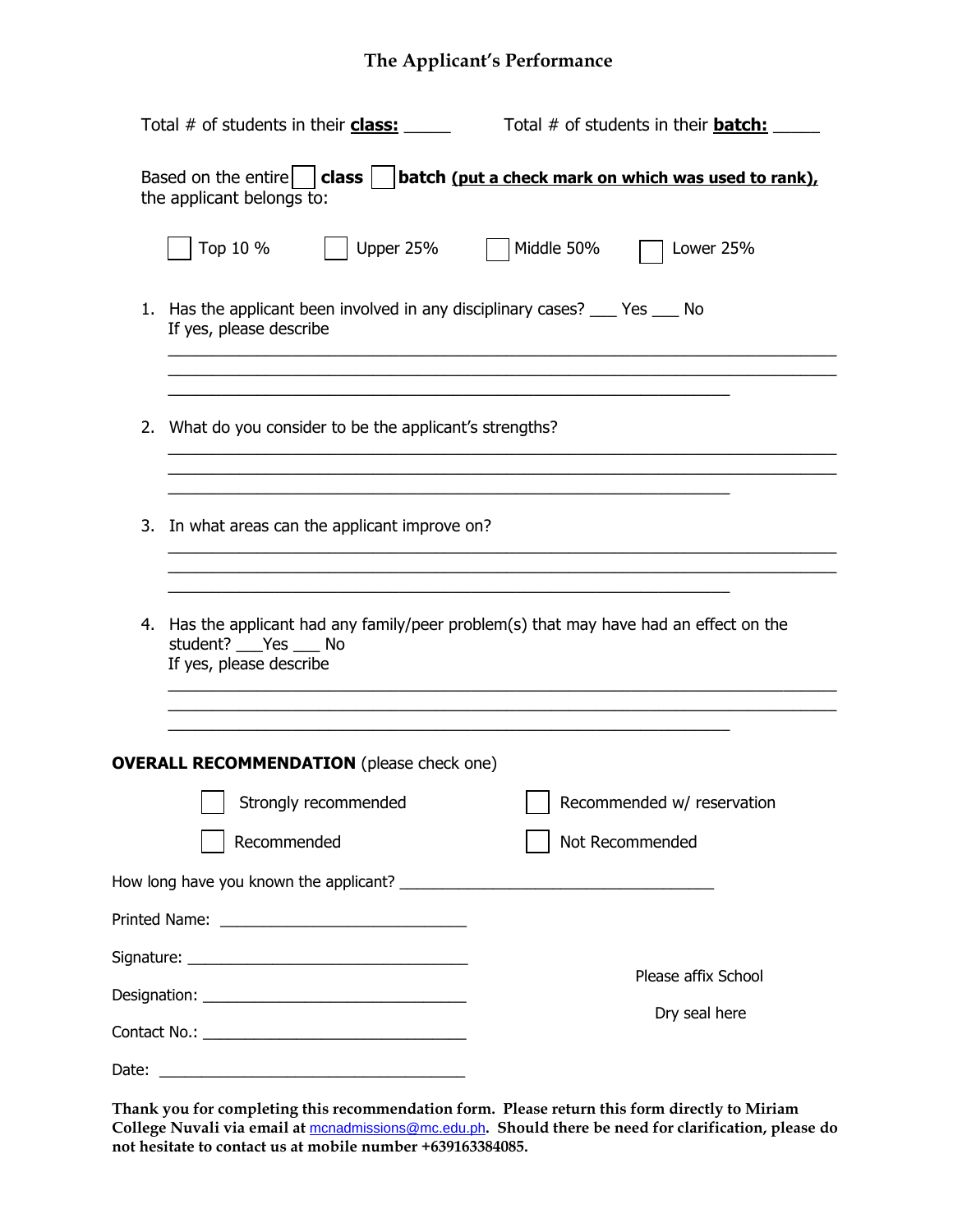## The Applicant's Performance

Total # of students in their **class:** _____ Total # of students in their **batch:** _____

Based on the entire ☐ **class** ☐ **batch** **(put a check mark on which was used to rank),** the applicant belongs to:

☐ Top 10 % ☐ Upper 25% ☐ Middle 50% ☐ Lower 25%

1. Has the applicant been involved in any disciplinary cases? ___ Yes ___ No
   If yes, please describe
   ______________________________________________________________________
   ______________________________________________________________________
   ____________________________________________________________

2. What do you consider to be the applicant's strengths?
   ______________________________________________________________________
   ______________________________________________________________________
   ____________________________________________________________

3. In what areas can the applicant improve on?
   ______________________________________________________________________
   ______________________________________________________________________
   ____________________________________________________________

4. Has the applicant had any family/peer problem(s) that may have had an effect on the student? ___Yes ___ No
   If yes, please describe
   ______________________________________________________________________
   ______________________________________________________________________
   ____________________________________________________________

**OVERALL RECOMMENDATION** (please check one)

☐ Strongly recommended ☐ Recommended w/ reservation

☐ Recommended ☐ Not Recommended

How long have you known the applicant? ____________________________________

Printed Name: ___________________________

Signature: ______________________________

Designation: ____________________________

Contact No.: ____________________________

Date: _________________________________

Please affix School

Dry seal here

**Thank you for completing this recommendation form. Please return this form directly to Miriam College Nuvali via email at mcnadmissions@mc.edu.ph. Should there be need for clarification, please do not hesitate to contact us at mobile number +639163384085.**